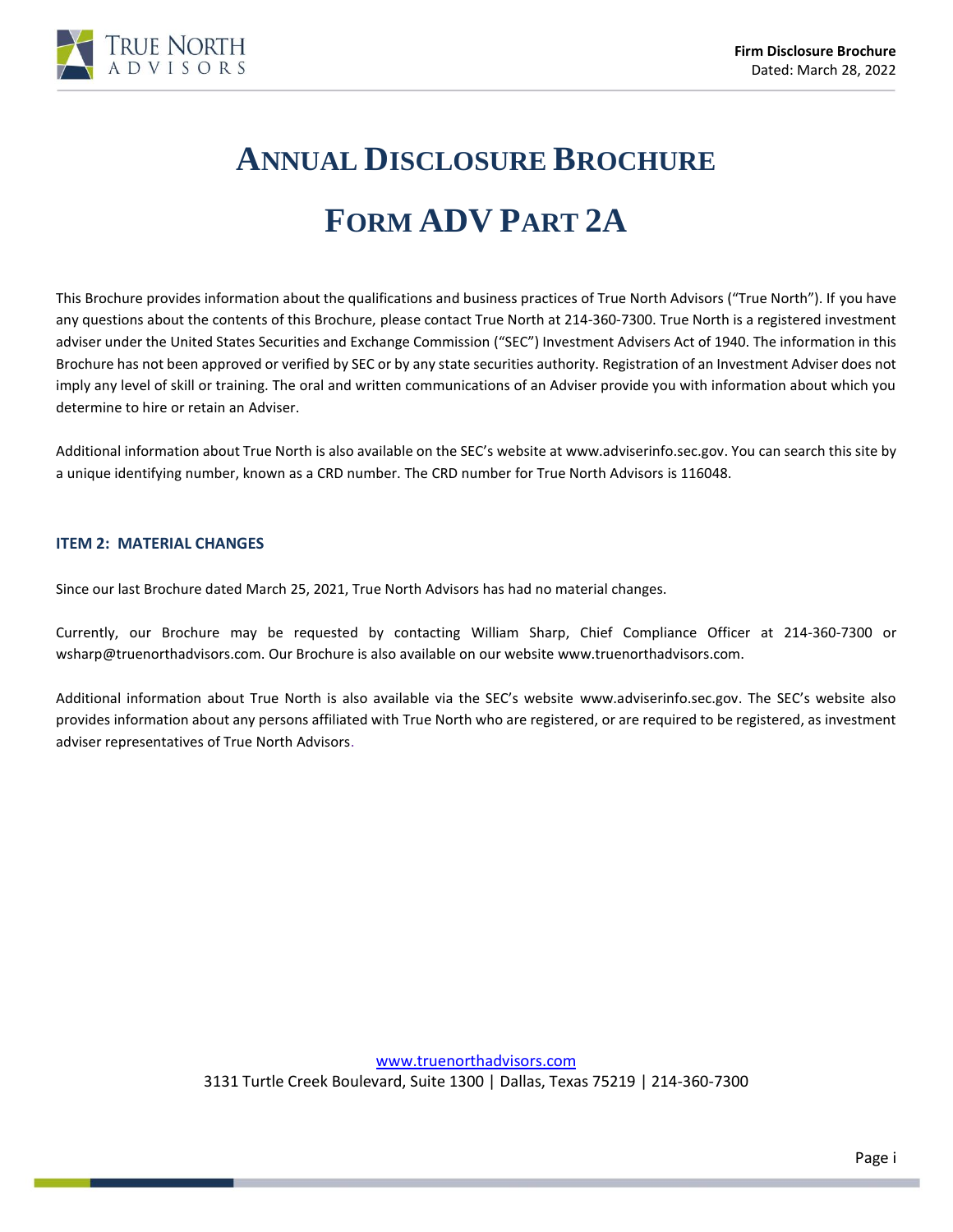# ANNUAL DISCLOSURE BROCHURE

# FORM ADV PART 2A

This Brochure provides information about the qualifications and business practices of True North Advisors ("True North"). If you have any questions about the contents of this Brochure, please contact True North at 214-360-7300. True North is a registered investment adviser under the United States Securities and Exchange Commission ("SEC") Investment Advisers Act of 1940. The information in this Brochure has not been approved or verified by SEC or by any state securities authority. Registration of an Investment Adviser does not imply any level of skill or training. The oral and written communications of an Adviser provide you with information about which you determine to hire or retain an Adviser.

Additional information about True North is also available on the SEC's website at www.adviserinfo.sec.gov. You can search this site by a unique identifying number, known as a CRD number. The CRD number for True North Advisors is 116048.

### ITEM 2: MATERIAL CHANGES

Since our last Brochure dated March 25, 2021, True North Advisors has had no material changes.

Currently, our Brochure may be requested by contacting William Sharp, Chief Compliance Officer at 214-360-7300 or wsharp@truenorthadvisors.com. Our Brochure is also available on our website www.truenorthadvisors.com.

Additional information about True North is also available via the SEC's website www.adviserinfo.sec.gov. The SEC's website also provides information about any persons affiliated with True North who are registered, or are required to be registered, as investment adviser representatives of True North Advisors.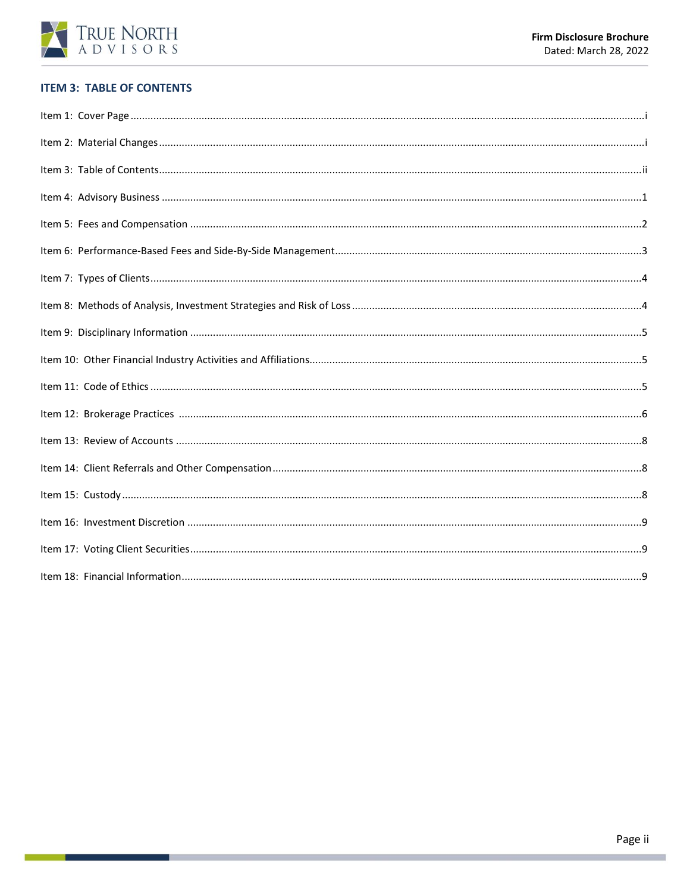## ITEM 3: TABLE OF CONTENTS

Item 1: Cover Page ....................................................................................................................................................i

Item 2: Material Changes ..........................................................................................................................................i

Item 3: Table of Contents.........................................................................................................................................ii

Item 4: Advisory Business .......................................................................................................................................1

Item 5: Fees and Compensation ..............................................................................................................................2

Item 6: Performance-Based Fees and Side-By-Side Management............................................................................3

Item 7: Types of Clients............................................................................................................................................4

Item 8: Methods of Analysis, Investment Strategies and Risk of Loss ......................................................................4

Item 9: Disciplinary Information ..............................................................................................................................5

Item 10: Other Financial Industry Activities and Affiliations.....................................................................................5

Item 11: Code of Ethics ............................................................................................................................................5

Item 12: Brokerage Practices ..................................................................................................................................6

Item 13: Review of Accounts ...................................................................................................................................8

Item 14: Client Referrals and Other Compensation..................................................................................................8

Item 15: Custody ......................................................................................................................................................8

Item 16: Investment Discretion ...............................................................................................................................9

Item 17: Voting Client Securities..............................................................................................................................9

Item 18: Financial Information.................................................................................................................................9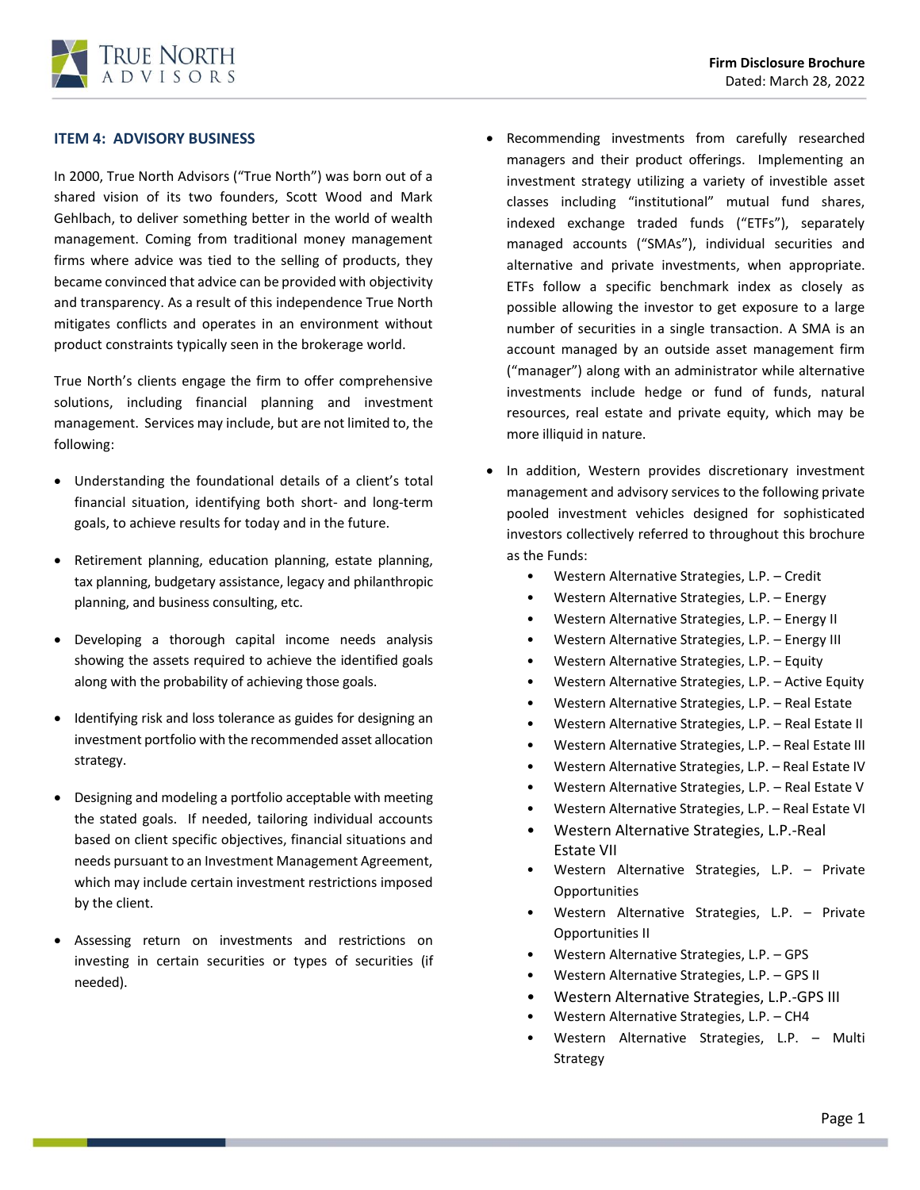## ITEM 4: ADVISORY BUSINESS

In 2000, True North Advisors ("True North") was born out of a shared vision of its two founders, Scott Wood and Mark Gehlbach, to deliver something better in the world of wealth management. Coming from traditional money management firms where advice was tied to the selling of products, they became convinced that advice can be provided with objectivity and transparency. As a result of this independence True North mitigates conflicts and operates in an environment without product constraints typically seen in the brokerage world.

True North's clients engage the firm to offer comprehensive solutions, including financial planning and investment management. Services may include, but are not limited to, the following:

- Understanding the foundational details of a client's total financial situation, identifying both short- and long-term goals, to achieve results for today and in the future.
- Retirement planning, education planning, estate planning, tax planning, budgetary assistance, legacy and philanthropic planning, and business consulting, etc.
- Developing a thorough capital income needs analysis showing the assets required to achieve the identified goals along with the probability of achieving those goals.
- Identifying risk and loss tolerance as guides for designing an investment portfolio with the recommended asset allocation strategy.
- Designing and modeling a portfolio acceptable with meeting the stated goals. If needed, tailoring individual accounts based on client specific objectives, financial situations and needs pursuant to an Investment Management Agreement, which may include certain investment restrictions imposed by the client.
- Assessing return on investments and restrictions on investing in certain securities or types of securities (if needed).
- Recommending investments from carefully researched managers and their product offerings. Implementing an investment strategy utilizing a variety of investible asset classes including "institutional" mutual fund shares, indexed exchange traded funds ("ETFs"), separately managed accounts ("SMAs"), individual securities and alternative and private investments, when appropriate. ETFs follow a specific benchmark index as closely as possible allowing the investor to get exposure to a large number of securities in a single transaction. A SMA is an account managed by an outside asset management firm ("manager") along with an administrator while alternative investments include hedge or fund of funds, natural resources, real estate and private equity, which may be more illiquid in nature.
- In addition, Western provides discretionary investment management and advisory services to the following private pooled investment vehicles designed for sophisticated investors collectively referred to throughout this brochure as the Funds:
  - Western Alternative Strategies, L.P. – Credit
  - Western Alternative Strategies, L.P. – Energy
  - Western Alternative Strategies, L.P. – Energy II
  - Western Alternative Strategies, L.P. – Energy III
  - Western Alternative Strategies, L.P. – Equity
  - Western Alternative Strategies, L.P. – Active Equity
  - Western Alternative Strategies, L.P. – Real Estate
  - Western Alternative Strategies, L.P. – Real Estate II
  - Western Alternative Strategies, L.P. – Real Estate III
  - Western Alternative Strategies, L.P. – Real Estate IV
  - Western Alternative Strategies, L.P. – Real Estate V
  - Western Alternative Strategies, L.P. – Real Estate VI
  - Western Alternative Strategies, L.P.-Real Estate VII
  - Western Alternative Strategies, L.P. – Private Opportunities
  - Western Alternative Strategies, L.P. – Private Opportunities II
  - Western Alternative Strategies, L.P. – GPS
  - Western Alternative Strategies, L.P. – GPS II
  - Western Alternative Strategies, L.P.-GPS III
  - Western Alternative Strategies, L.P. – CH4
  - Western Alternative Strategies, L.P. – Multi Strategy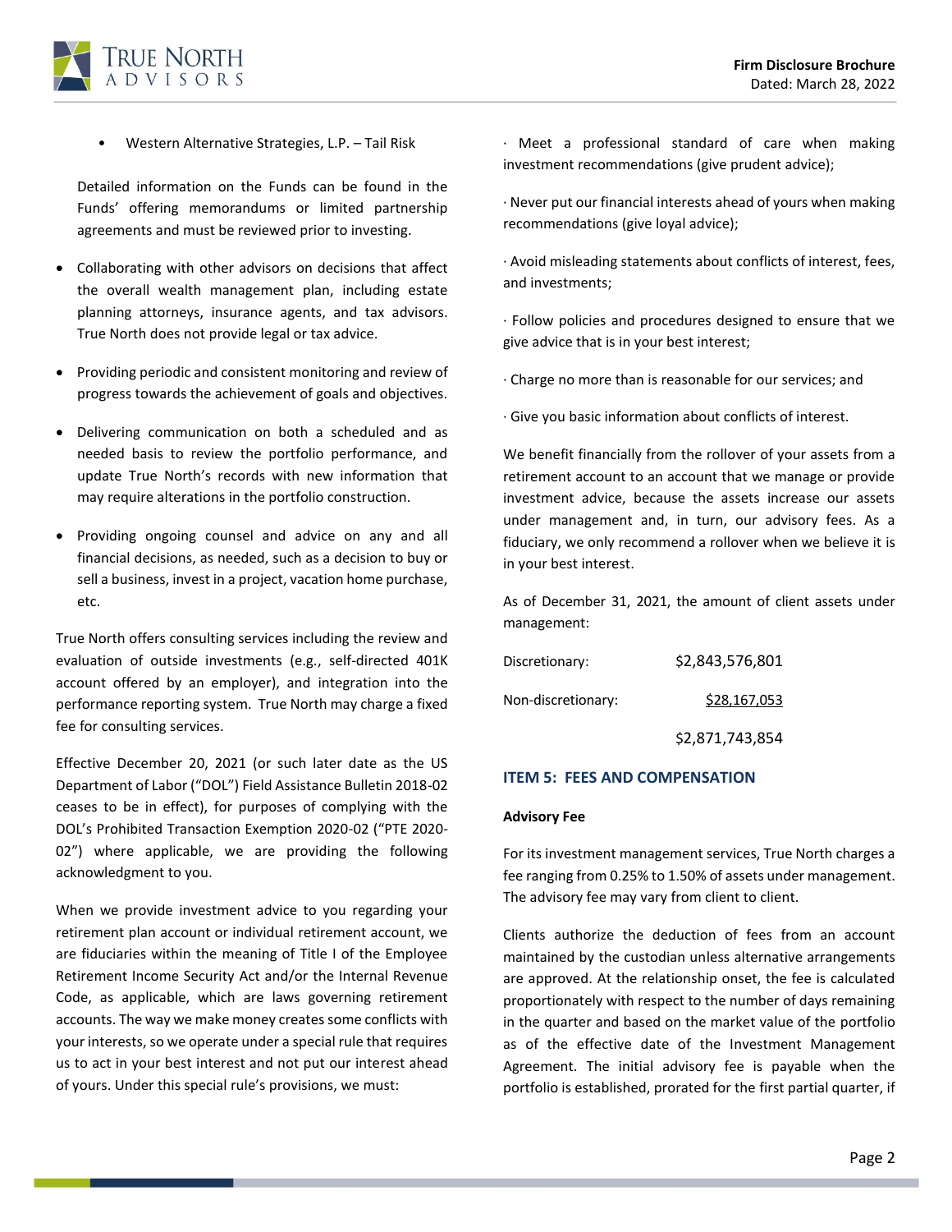- Western Alternative Strategies, L.P. – Tail Risk

  Detailed information on the Funds can be found in the Funds' offering memorandums or limited partnership agreements and must be reviewed prior to investing.

- Collaborating with other advisors on decisions that affect the overall wealth management plan, including estate planning attorneys, insurance agents, and tax advisors. True North does not provide legal or tax advice.
- Providing periodic and consistent monitoring and review of progress towards the achievement of goals and objectives.
- Delivering communication on both a scheduled and as needed basis to review the portfolio performance, and update True North's records with new information that may require alterations in the portfolio construction.
- Providing ongoing counsel and advice on any and all financial decisions, as needed, such as a decision to buy or sell a business, invest in a project, vacation home purchase, etc.

True North offers consulting services including the review and evaluation of outside investments (e.g., self-directed 401K account offered by an employer), and integration into the performance reporting system. True North may charge a fixed fee for consulting services.

Effective December 20, 2021 (or such later date as the US Department of Labor ("DOL") Field Assistance Bulletin 2018-02 ceases to be in effect), for purposes of complying with the DOL's Prohibited Transaction Exemption 2020-02 ("PTE 2020-02") where applicable, we are providing the following acknowledgment to you.

When we provide investment advice to you regarding your retirement plan account or individual retirement account, we are fiduciaries within the meaning of Title I of the Employee Retirement Income Security Act and/or the Internal Revenue Code, as applicable, which are laws governing retirement accounts. The way we make money creates some conflicts with your interests, so we operate under a special rule that requires us to act in your best interest and not put our interest ahead of yours. Under this special rule's provisions, we must:

· Meet a professional standard of care when making investment recommendations (give prudent advice);

· Never put our financial interests ahead of yours when making recommendations (give loyal advice);

· Avoid misleading statements about conflicts of interest, fees, and investments;

· Follow policies and procedures designed to ensure that we give advice that is in your best interest;

· Charge no more than is reasonable for our services; and

· Give you basic information about conflicts of interest.

We benefit financially from the rollover of your assets from a retirement account to an account that we manage or provide investment advice, because the assets increase our assets under management and, in turn, our advisory fees. As a fiduciary, we only recommend a rollover when we believe it is in your best interest.

As of December 31, 2021, the amount of client assets under management:

| | |
|---|---|
| Discretionary: | $2,843,576,801 |
| Non-discretionary: | $28,167,053 |
| | $2,871,743,854 |

## ITEM 5: FEES AND COMPENSATION

**Advisory Fee**

For its investment management services, True North charges a fee ranging from 0.25% to 1.50% of assets under management. The advisory fee may vary from client to client.

Clients authorize the deduction of fees from an account maintained by the custodian unless alternative arrangements are approved. At the relationship onset, the fee is calculated proportionately with respect to the number of days remaining in the quarter and based on the market value of the portfolio as of the effective date of the Investment Management Agreement. The initial advisory fee is payable when the portfolio is established, prorated for the first partial quarter, if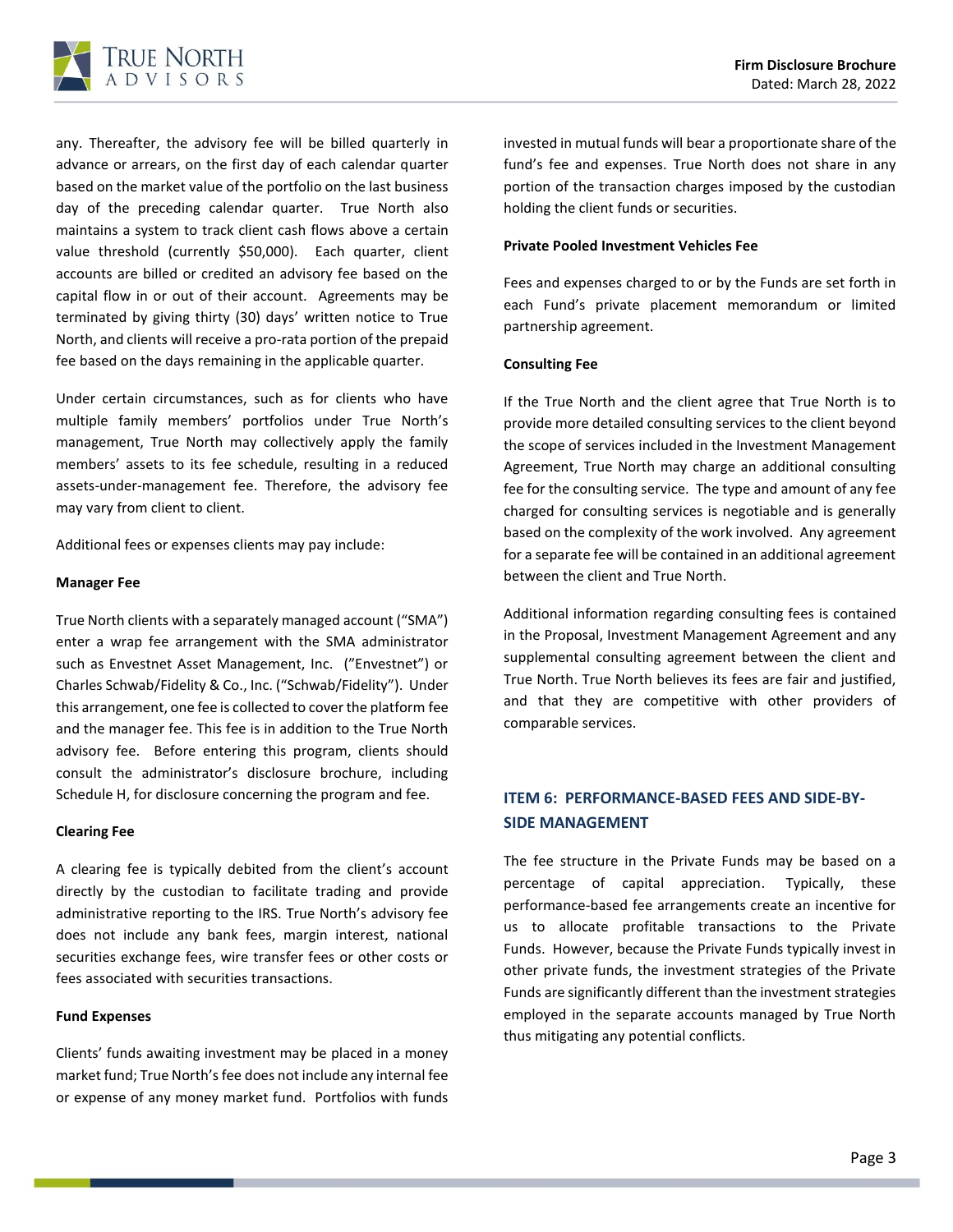any. Thereafter, the advisory fee will be billed quarterly in advance or arrears, on the first day of each calendar quarter based on the market value of the portfolio on the last business day of the preceding calendar quarter. True North also maintains a system to track client cash flows above a certain value threshold (currently $50,000). Each quarter, client accounts are billed or credited an advisory fee based on the capital flow in or out of their account. Agreements may be terminated by giving thirty (30) days' written notice to True North, and clients will receive a pro-rata portion of the prepaid fee based on the days remaining in the applicable quarter.

Under certain circumstances, such as for clients who have multiple family members' portfolios under True North's management, True North may collectively apply the family members' assets to its fee schedule, resulting in a reduced assets-under-management fee. Therefore, the advisory fee may vary from client to client.

Additional fees or expenses clients may pay include:

**Manager Fee**

True North clients with a separately managed account ("SMA") enter a wrap fee arrangement with the SMA administrator such as Envestnet Asset Management, Inc. ("Envestnet") or Charles Schwab/Fidelity & Co., Inc. ("Schwab/Fidelity"). Under this arrangement, one fee is collected to cover the platform fee and the manager fee. This fee is in addition to the True North advisory fee. Before entering this program, clients should consult the administrator's disclosure brochure, including Schedule H, for disclosure concerning the program and fee.

**Clearing Fee**

A clearing fee is typically debited from the client's account directly by the custodian to facilitate trading and provide administrative reporting to the IRS. True North's advisory fee does not include any bank fees, margin interest, national securities exchange fees, wire transfer fees or other costs or fees associated with securities transactions.

**Fund Expenses**

Clients' funds awaiting investment may be placed in a money market fund; True North's fee does not include any internal fee or expense of any money market fund. Portfolios with funds invested in mutual funds will bear a proportionate share of the fund's fee and expenses. True North does not share in any portion of the transaction charges imposed by the custodian holding the client funds or securities.

**Private Pooled Investment Vehicles Fee**

Fees and expenses charged to or by the Funds are set forth in each Fund's private placement memorandum or limited partnership agreement.

**Consulting Fee**

If the True North and the client agree that True North is to provide more detailed consulting services to the client beyond the scope of services included in the Investment Management Agreement, True North may charge an additional consulting fee for the consulting service. The type and amount of any fee charged for consulting services is negotiable and is generally based on the complexity of the work involved. Any agreement for a separate fee will be contained in an additional agreement between the client and True North.

Additional information regarding consulting fees is contained in the Proposal, Investment Management Agreement and any supplemental consulting agreement between the client and True North. True North believes its fees are fair and justified, and that they are competitive with other providers of comparable services.

## ITEM 6: PERFORMANCE-BASED FEES AND SIDE-BY-SIDE MANAGEMENT

The fee structure in the Private Funds may be based on a percentage of capital appreciation. Typically, these performance-based fee arrangements create an incentive for us to allocate profitable transactions to the Private Funds. However, because the Private Funds typically invest in other private funds, the investment strategies of the Private Funds are significantly different than the investment strategies employed in the separate accounts managed by True North thus mitigating any potential conflicts.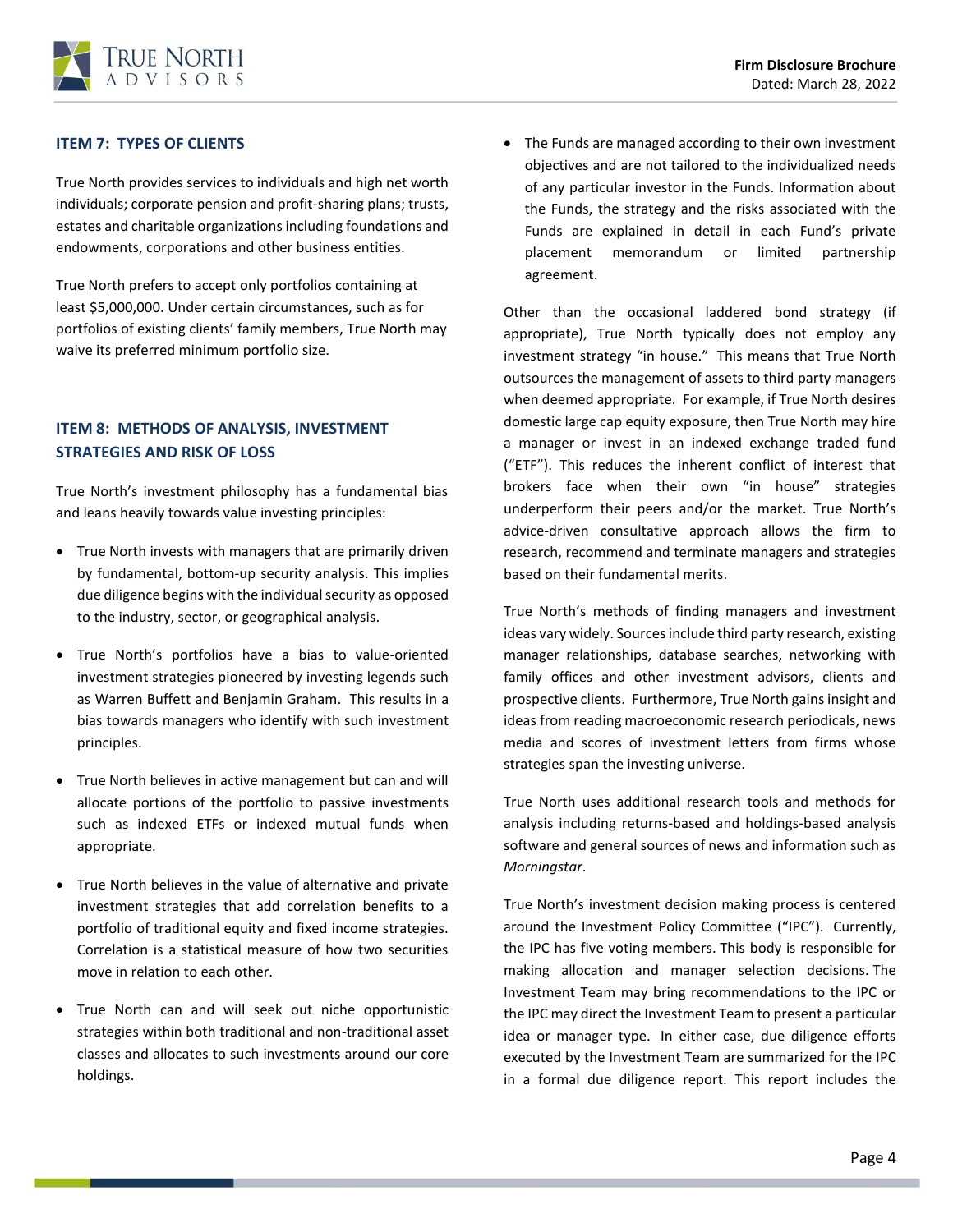## ITEM 7: TYPES OF CLIENTS

True North provides services to individuals and high net worth individuals; corporate pension and profit-sharing plans; trusts, estates and charitable organizations including foundations and endowments, corporations and other business entities.

True North prefers to accept only portfolios containing at least $5,000,000. Under certain circumstances, such as for portfolios of existing clients' family members, True North may waive its preferred minimum portfolio size.

## ITEM 8: METHODS OF ANALYSIS, INVESTMENT STRATEGIES AND RISK OF LOSS

True North's investment philosophy has a fundamental bias and leans heavily towards value investing principles:

- True North invests with managers that are primarily driven by fundamental, bottom-up security analysis. This implies due diligence begins with the individual security as opposed to the industry, sector, or geographical analysis.
- True North's portfolios have a bias to value-oriented investment strategies pioneered by investing legends such as Warren Buffett and Benjamin Graham. This results in a bias towards managers who identify with such investment principles.
- True North believes in active management but can and will allocate portions of the portfolio to passive investments such as indexed ETFs or indexed mutual funds when appropriate.
- True North believes in the value of alternative and private investment strategies that add correlation benefits to a portfolio of traditional equity and fixed income strategies. Correlation is a statistical measure of how two securities move in relation to each other.
- True North can and will seek out niche opportunistic strategies within both traditional and non-traditional asset classes and allocates to such investments around our core holdings.
- The Funds are managed according to their own investment objectives and are not tailored to the individualized needs of any particular investor in the Funds. Information about the Funds, the strategy and the risks associated with the Funds are explained in detail in each Fund's private placement memorandum or limited partnership agreement.

Other than the occasional laddered bond strategy (if appropriate), True North typically does not employ any investment strategy "in house." This means that True North outsources the management of assets to third party managers when deemed appropriate. For example, if True North desires domestic large cap equity exposure, then True North may hire a manager or invest in an indexed exchange traded fund ("ETF"). This reduces the inherent conflict of interest that brokers face when their own "in house" strategies underperform their peers and/or the market. True North's advice-driven consultative approach allows the firm to research, recommend and terminate managers and strategies based on their fundamental merits.

True North's methods of finding managers and investment ideas vary widely. Sources include third party research, existing manager relationships, database searches, networking with family offices and other investment advisors, clients and prospective clients. Furthermore, True North gains insight and ideas from reading macroeconomic research periodicals, news media and scores of investment letters from firms whose strategies span the investing universe.

True North uses additional research tools and methods for analysis including returns-based and holdings-based analysis software and general sources of news and information such as *Morningstar*.

True North's investment decision making process is centered around the Investment Policy Committee ("IPC"). Currently, the IPC has five voting members. This body is responsible for making allocation and manager selection decisions. The Investment Team may bring recommendations to the IPC or the IPC may direct the Investment Team to present a particular idea or manager type. In either case, due diligence efforts executed by the Investment Team are summarized for the IPC in a formal due diligence report. This report includes the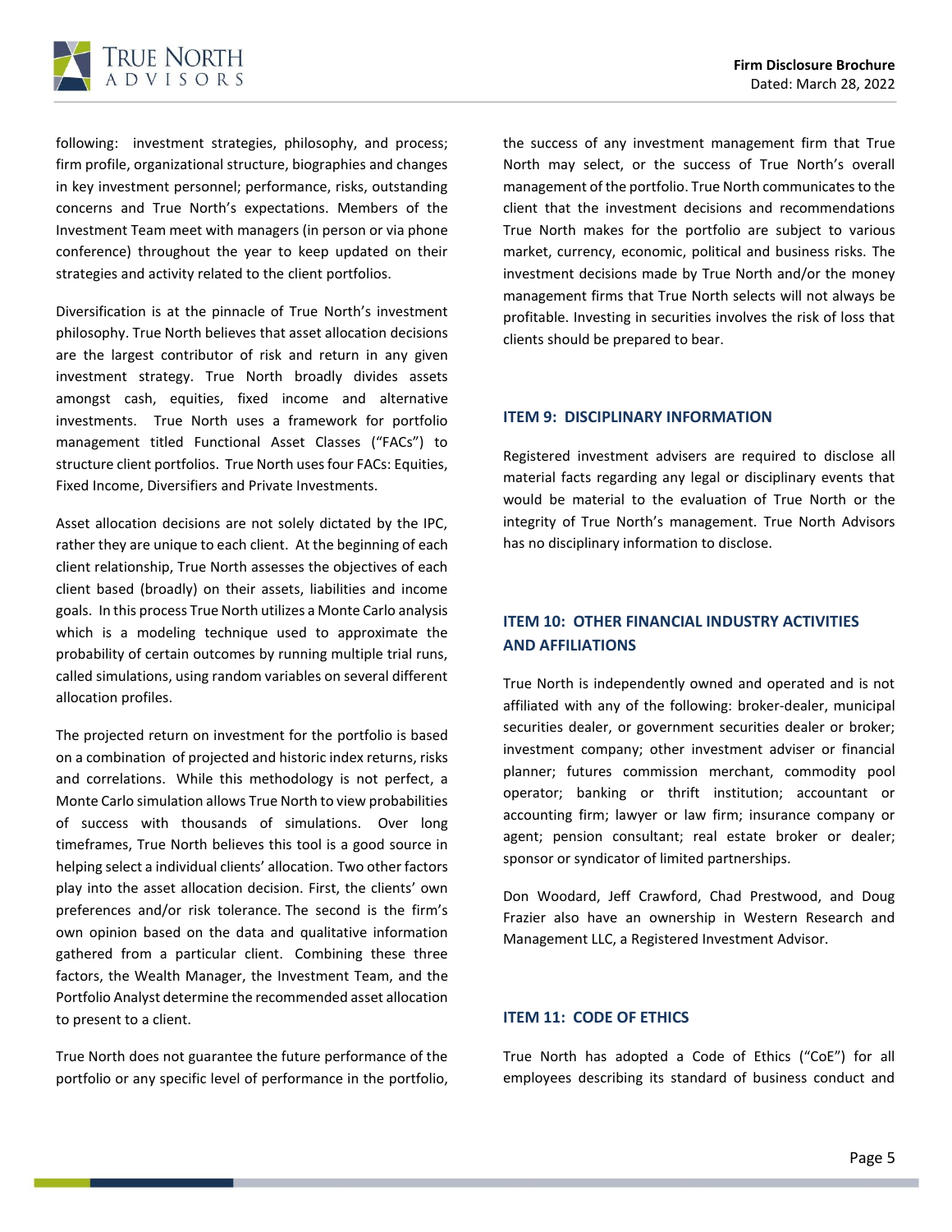following: investment strategies, philosophy, and process; firm profile, organizational structure, biographies and changes in key investment personnel; performance, risks, outstanding concerns and True North's expectations. Members of the Investment Team meet with managers (in person or via phone conference) throughout the year to keep updated on their strategies and activity related to the client portfolios.

Diversification is at the pinnacle of True North's investment philosophy. True North believes that asset allocation decisions are the largest contributor of risk and return in any given investment strategy. True North broadly divides assets amongst cash, equities, fixed income and alternative investments. True North uses a framework for portfolio management titled Functional Asset Classes ("FACs") to structure client portfolios. True North uses four FACs: Equities, Fixed Income, Diversifiers and Private Investments.

Asset allocation decisions are not solely dictated by the IPC, rather they are unique to each client. At the beginning of each client relationship, True North assesses the objectives of each client based (broadly) on their assets, liabilities and income goals. In this process True North utilizes a Monte Carlo analysis which is a modeling technique used to approximate the probability of certain outcomes by running multiple trial runs, called simulations, using random variables on several different allocation profiles.

The projected return on investment for the portfolio is based on a combination of projected and historic index returns, risks and correlations. While this methodology is not perfect, a Monte Carlo simulation allows True North to view probabilities of success with thousands of simulations. Over long timeframes, True North believes this tool is a good source in helping select a individual clients' allocation. Two other factors play into the asset allocation decision. First, the clients' own preferences and/or risk tolerance. The second is the firm's own opinion based on the data and qualitative information gathered from a particular client. Combining these three factors, the Wealth Manager, the Investment Team, and the Portfolio Analyst determine the recommended asset allocation to present to a client.

True North does not guarantee the future performance of the portfolio or any specific level of performance in the portfolio, the success of any investment management firm that True North may select, or the success of True North's overall management of the portfolio. True North communicates to the client that the investment decisions and recommendations True North makes for the portfolio are subject to various market, currency, economic, political and business risks. The investment decisions made by True North and/or the money management firms that True North selects will not always be profitable. Investing in securities involves the risk of loss that clients should be prepared to bear.

## ITEM 9: DISCIPLINARY INFORMATION

Registered investment advisers are required to disclose all material facts regarding any legal or disciplinary events that would be material to the evaluation of True North or the integrity of True North's management. True North Advisors has no disciplinary information to disclose.

## ITEM 10: OTHER FINANCIAL INDUSTRY ACTIVITIES AND AFFILIATIONS

True North is independently owned and operated and is not affiliated with any of the following: broker-dealer, municipal securities dealer, or government securities dealer or broker; investment company; other investment adviser or financial planner; futures commission merchant, commodity pool operator; banking or thrift institution; accountant or accounting firm; lawyer or law firm; insurance company or agent; pension consultant; real estate broker or dealer; sponsor or syndicator of limited partnerships.

Don Woodard, Jeff Crawford, Chad Prestwood, and Doug Frazier also have an ownership in Western Research and Management LLC, a Registered Investment Advisor.

## ITEM 11: CODE OF ETHICS

True North has adopted a Code of Ethics ("CoE") for all employees describing its standard of business conduct and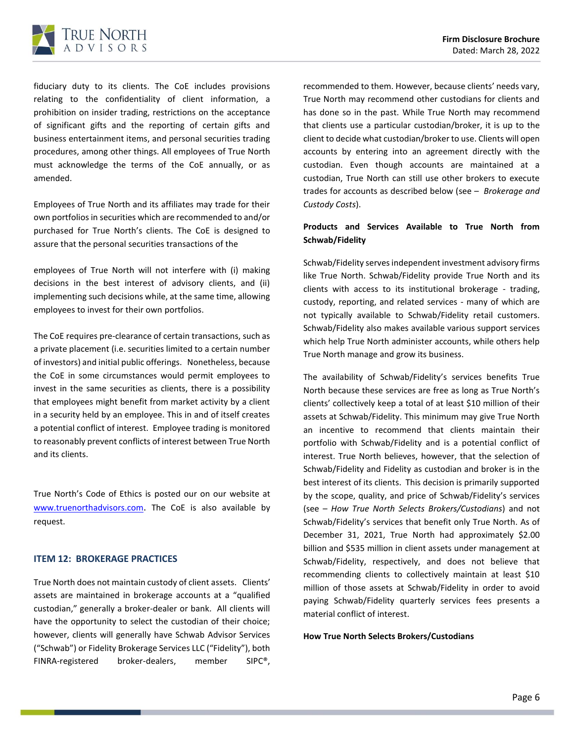fiduciary duty to its clients. The CoE includes provisions relating to the confidentiality of client information, a prohibition on insider trading, restrictions on the acceptance of significant gifts and the reporting of certain gifts and business entertainment items, and personal securities trading procedures, among other things. All employees of True North must acknowledge the terms of the CoE annually, or as amended.

Employees of True North and its affiliates may trade for their own portfolios in securities which are recommended to and/or purchased for True North's clients. The CoE is designed to assure that the personal securities transactions of the employees of True North will not interfere with (i) making decisions in the best interest of advisory clients, and (ii) implementing such decisions while, at the same time, allowing employees to invest for their own portfolios.

The CoE requires pre-clearance of certain transactions, such as a private placement (i.e. securities limited to a certain number of investors) and initial public offerings. Nonetheless, because the CoE in some circumstances would permit employees to invest in the same securities as clients, there is a possibility that employees might benefit from market activity by a client in a security held by an employee. This in and of itself creates a potential conflict of interest. Employee trading is monitored to reasonably prevent conflicts of interest between True North and its clients.

True North's Code of Ethics is posted our on our website at [www.truenorthadvisors.com](www.truenorthadvisors.com). The CoE is also available by request.

## ITEM 12: BROKERAGE PRACTICES

True North does not maintain custody of client assets. Clients' assets are maintained in brokerage accounts at a "qualified custodian," generally a broker-dealer or bank. All clients will have the opportunity to select the custodian of their choice; however, clients will generally have Schwab Advisor Services ("Schwab") or Fidelity Brokerage Services LLC ("Fidelity"), both FINRA-registered broker-dealers, member SIPC®, recommended to them. However, because clients' needs vary, True North may recommend other custodians for clients and has done so in the past. While True North may recommend that clients use a particular custodian/broker, it is up to the client to decide what custodian/broker to use. Clients will open accounts by entering into an agreement directly with the custodian. Even though accounts are maintained at a custodian, True North can still use other brokers to execute trades for accounts as described below (see – *Brokerage and Custody Costs*).

**Products and Services Available to True North from Schwab/Fidelity**

Schwab/Fidelity serves independent investment advisory firms like True North. Schwab/Fidelity provide True North and its clients with access to its institutional brokerage - trading, custody, reporting, and related services - many of which are not typically available to Schwab/Fidelity retail customers. Schwab/Fidelity also makes available various support services which help True North administer accounts, while others help True North manage and grow its business.

The availability of Schwab/Fidelity's services benefits True North because these services are free as long as True North's clients' collectively keep a total of at least $10 million of their assets at Schwab/Fidelity. This minimum may give True North an incentive to recommend that clients maintain their portfolio with Schwab/Fidelity and is a potential conflict of interest. True North believes, however, that the selection of Schwab/Fidelity and Fidelity as custodian and broker is in the best interest of its clients. This decision is primarily supported by the scope, quality, and price of Schwab/Fidelity's services (see – *How True North Selects Brokers/Custodians*) and not Schwab/Fidelity's services that benefit only True North. As of December 31, 2021, True North had approximately $2.00 billion and $535 million in client assets under management at Schwab/Fidelity, respectively, and does not believe that recommending clients to collectively maintain at least $10 million of those assets at Schwab/Fidelity in order to avoid paying Schwab/Fidelity quarterly services fees presents a material conflict of interest.

**How True North Selects Brokers/Custodians**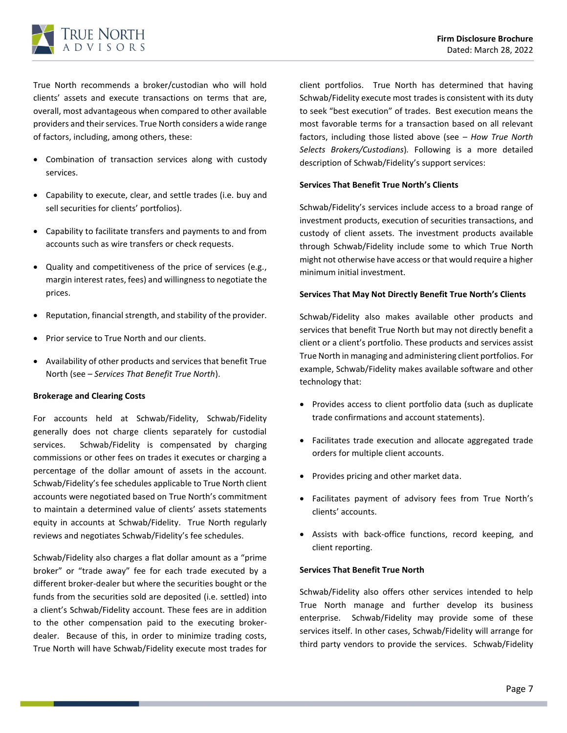True North recommends a broker/custodian who will hold clients' assets and execute transactions on terms that are, overall, most advantageous when compared to other available providers and their services. True North considers a wide range of factors, including, among others, these:

- Combination of transaction services along with custody services.
- Capability to execute, clear, and settle trades (i.e. buy and sell securities for clients' portfolios).
- Capability to facilitate transfers and payments to and from accounts such as wire transfers or check requests.
- Quality and competitiveness of the price of services (e.g., margin interest rates, fees) and willingness to negotiate the prices.
- Reputation, financial strength, and stability of the provider.
- Prior service to True North and our clients.
- Availability of other products and services that benefit True North (see – *Services That Benefit True North*).

**Brokerage and Clearing Costs**

For accounts held at Schwab/Fidelity, Schwab/Fidelity generally does not charge clients separately for custodial services. Schwab/Fidelity is compensated by charging commissions or other fees on trades it executes or charging a percentage of the dollar amount of assets in the account. Schwab/Fidelity's fee schedules applicable to True North client accounts were negotiated based on True North's commitment to maintain a determined value of clients' assets statements equity in accounts at Schwab/Fidelity. True North regularly reviews and negotiates Schwab/Fidelity's fee schedules.

Schwab/Fidelity also charges a flat dollar amount as a "prime broker" or "trade away" fee for each trade executed by a different broker-dealer but where the securities bought or the funds from the securities sold are deposited (i.e. settled) into a client's Schwab/Fidelity account. These fees are in addition to the other compensation paid to the executing broker-dealer. Because of this, in order to minimize trading costs, True North will have Schwab/Fidelity execute most trades for client portfolios. True North has determined that having Schwab/Fidelity execute most trades is consistent with its duty to seek "best execution" of trades. Best execution means the most favorable terms for a transaction based on all relevant factors, including those listed above (see – *How True North Selects Brokers/Custodians*). Following is a more detailed description of Schwab/Fidelity's support services:

**Services That Benefit True North's Clients**

Schwab/Fidelity's services include access to a broad range of investment products, execution of securities transactions, and custody of client assets. The investment products available through Schwab/Fidelity include some to which True North might not otherwise have access or that would require a higher minimum initial investment.

**Services That May Not Directly Benefit True North's Clients**

Schwab/Fidelity also makes available other products and services that benefit True North but may not directly benefit a client or a client's portfolio. These products and services assist True North in managing and administering client portfolios. For example, Schwab/Fidelity makes available software and other technology that:

- Provides access to client portfolio data (such as duplicate trade confirmations and account statements).
- Facilitates trade execution and allocate aggregated trade orders for multiple client accounts.
- Provides pricing and other market data.
- Facilitates payment of advisory fees from True North's clients' accounts.
- Assists with back-office functions, record keeping, and client reporting.

**Services That Benefit True North**

Schwab/Fidelity also offers other services intended to help True North manage and further develop its business enterprise. Schwab/Fidelity may provide some of these services itself. In other cases, Schwab/Fidelity will arrange for third party vendors to provide the services. Schwab/Fidelity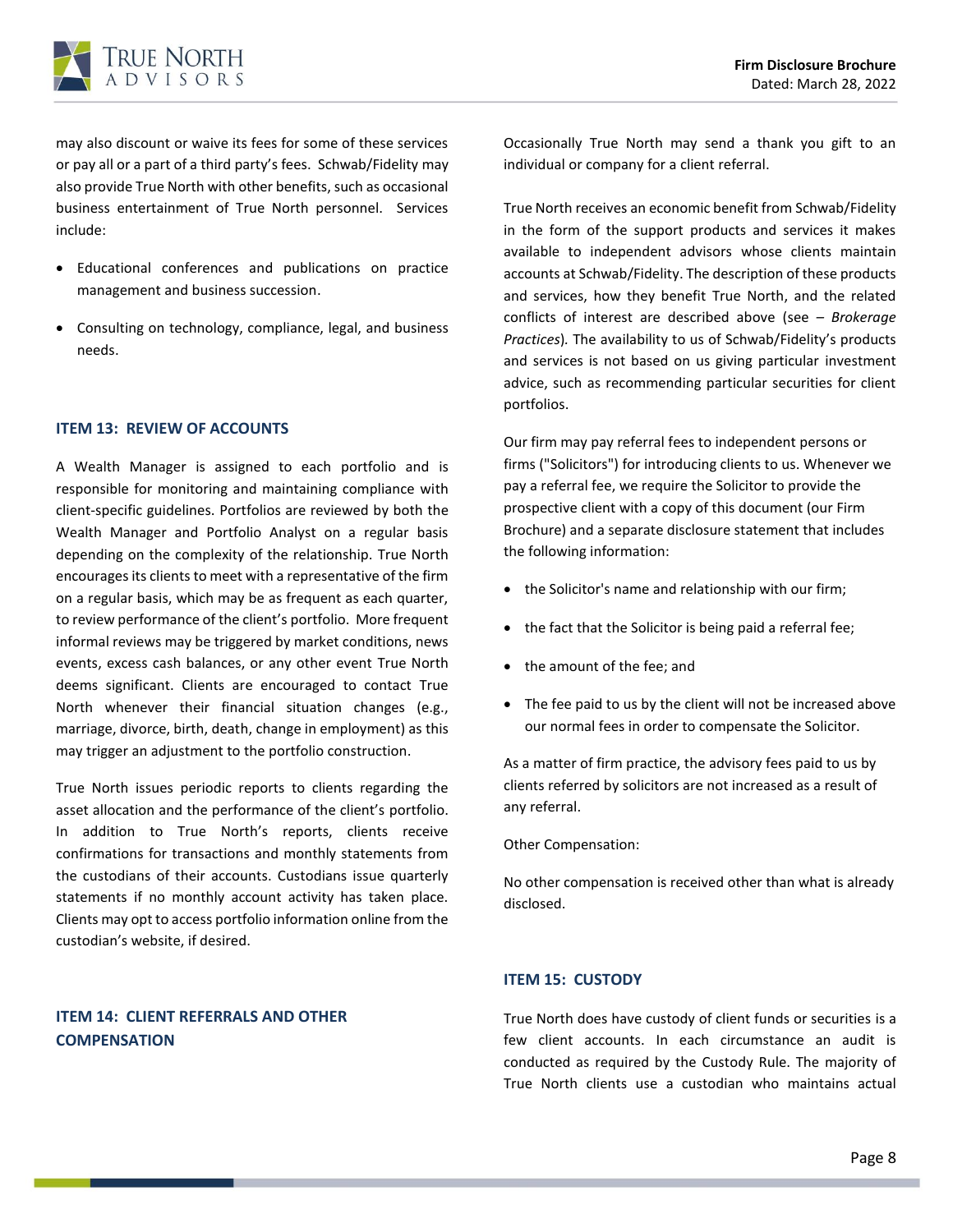may also discount or waive its fees for some of these services or pay all or a part of a third party's fees. Schwab/Fidelity may also provide True North with other benefits, such as occasional business entertainment of True North personnel. Services include:

- Educational conferences and publications on practice management and business succession.
- Consulting on technology, compliance, legal, and business needs.

## ITEM 13: REVIEW OF ACCOUNTS

A Wealth Manager is assigned to each portfolio and is responsible for monitoring and maintaining compliance with client-specific guidelines. Portfolios are reviewed by both the Wealth Manager and Portfolio Analyst on a regular basis depending on the complexity of the relationship. True North encourages its clients to meet with a representative of the firm on a regular basis, which may be as frequent as each quarter, to review performance of the client's portfolio. More frequent informal reviews may be triggered by market conditions, news events, excess cash balances, or any other event True North deems significant. Clients are encouraged to contact True North whenever their financial situation changes (e.g., marriage, divorce, birth, death, change in employment) as this may trigger an adjustment to the portfolio construction.

True North issues periodic reports to clients regarding the asset allocation and the performance of the client's portfolio. In addition to True North's reports, clients receive confirmations for transactions and monthly statements from the custodians of their accounts. Custodians issue quarterly statements if no monthly account activity has taken place. Clients may opt to access portfolio information online from the custodian's website, if desired.

## ITEM 14: CLIENT REFERRALS AND OTHER COMPENSATION

Occasionally True North may send a thank you gift to an individual or company for a client referral.

True North receives an economic benefit from Schwab/Fidelity in the form of the support products and services it makes available to independent advisors whose clients maintain accounts at Schwab/Fidelity. The description of these products and services, how they benefit True North, and the related conflicts of interest are described above (see – *Brokerage Practices*). The availability to us of Schwab/Fidelity's products and services is not based on us giving particular investment advice, such as recommending particular securities for client portfolios.

Our firm may pay referral fees to independent persons or firms ("Solicitors") for introducing clients to us. Whenever we pay a referral fee, we require the Solicitor to provide the prospective client with a copy of this document (our Firm Brochure) and a separate disclosure statement that includes the following information:

- the Solicitor's name and relationship with our firm;
- the fact that the Solicitor is being paid a referral fee;
- the amount of the fee; and
- The fee paid to us by the client will not be increased above our normal fees in order to compensate the Solicitor.

As a matter of firm practice, the advisory fees paid to us by clients referred by solicitors are not increased as a result of any referral.

Other Compensation:

No other compensation is received other than what is already disclosed.

## ITEM 15: CUSTODY

True North does have custody of client funds or securities is a few client accounts. In each circumstance an audit is conducted as required by the Custody Rule. The majority of True North clients use a custodian who maintains actual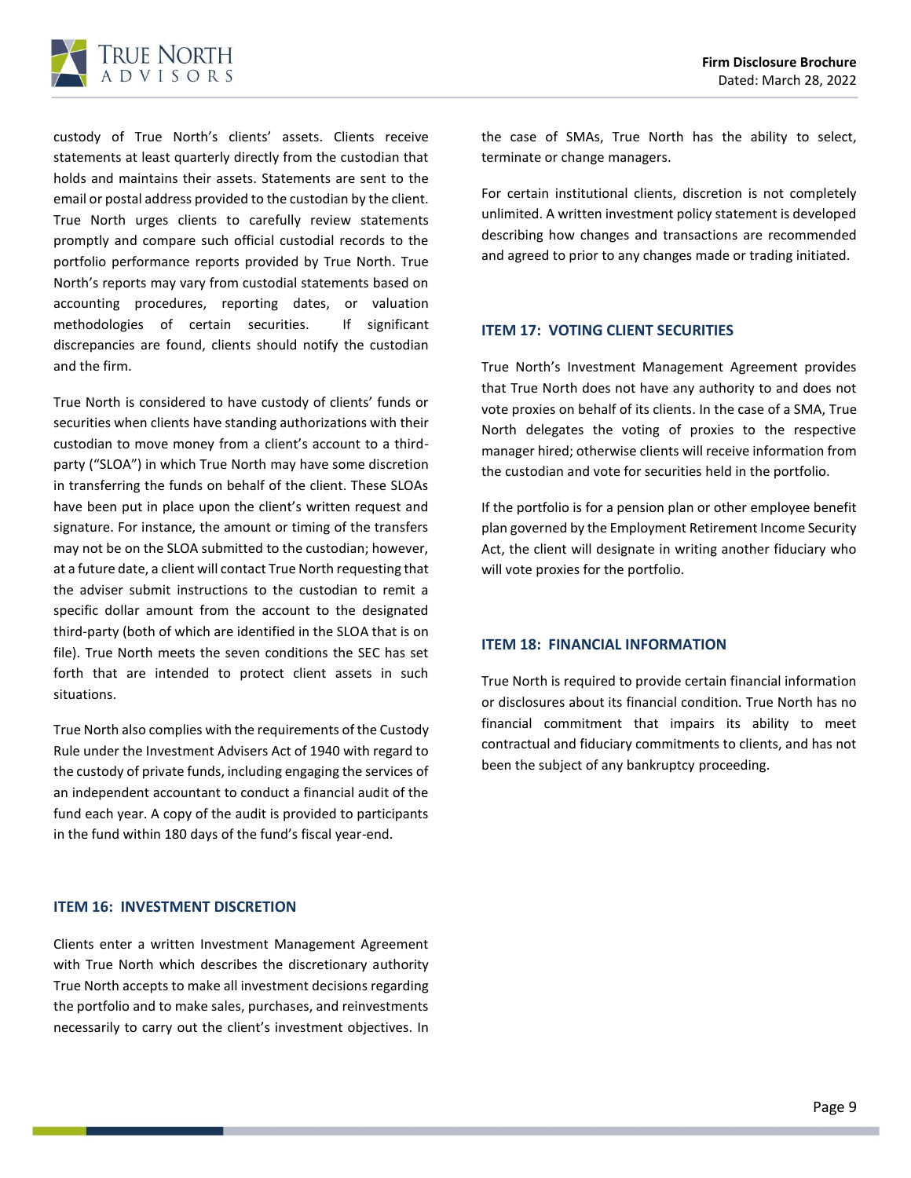custody of True North's clients' assets. Clients receive statements at least quarterly directly from the custodian that holds and maintains their assets. Statements are sent to the email or postal address provided to the custodian by the client. True North urges clients to carefully review statements promptly and compare such official custodial records to the portfolio performance reports provided by True North. True North's reports may vary from custodial statements based on accounting procedures, reporting dates, or valuation methodologies of certain securities. If significant discrepancies are found, clients should notify the custodian and the firm.

True North is considered to have custody of clients' funds or securities when clients have standing authorizations with their custodian to move money from a client's account to a third-party ("SLOA") in which True North may have some discretion in transferring the funds on behalf of the client. These SLOAs have been put in place upon the client's written request and signature. For instance, the amount or timing of the transfers may not be on the SLOA submitted to the custodian; however, at a future date, a client will contact True North requesting that the adviser submit instructions to the custodian to remit a specific dollar amount from the account to the designated third-party (both of which are identified in the SLOA that is on file). True North meets the seven conditions the SEC has set forth that are intended to protect client assets in such situations.

True North also complies with the requirements of the Custody Rule under the Investment Advisers Act of 1940 with regard to the custody of private funds, including engaging the services of an independent accountant to conduct a financial audit of the fund each year. A copy of the audit is provided to participants in the fund within 180 days of the fund's fiscal year-end.

## ITEM 16: INVESTMENT DISCRETION

Clients enter a written Investment Management Agreement with True North which describes the discretionary authority True North accepts to make all investment decisions regarding the portfolio and to make sales, purchases, and reinvestments necessarily to carry out the client's investment objectives. In the case of SMAs, True North has the ability to select, terminate or change managers.

For certain institutional clients, discretion is not completely unlimited. A written investment policy statement is developed describing how changes and transactions are recommended and agreed to prior to any changes made or trading initiated.

## ITEM 17: VOTING CLIENT SECURITIES

True North's Investment Management Agreement provides that True North does not have any authority to and does not vote proxies on behalf of its clients. In the case of a SMA, True North delegates the voting of proxies to the respective manager hired; otherwise clients will receive information from the custodian and vote for securities held in the portfolio.

If the portfolio is for a pension plan or other employee benefit plan governed by the Employment Retirement Income Security Act, the client will designate in writing another fiduciary who will vote proxies for the portfolio.

## ITEM 18: FINANCIAL INFORMATION

True North is required to provide certain financial information or disclosures about its financial condition. True North has no financial commitment that impairs its ability to meet contractual and fiduciary commitments to clients, and has not been the subject of any bankruptcy proceeding.